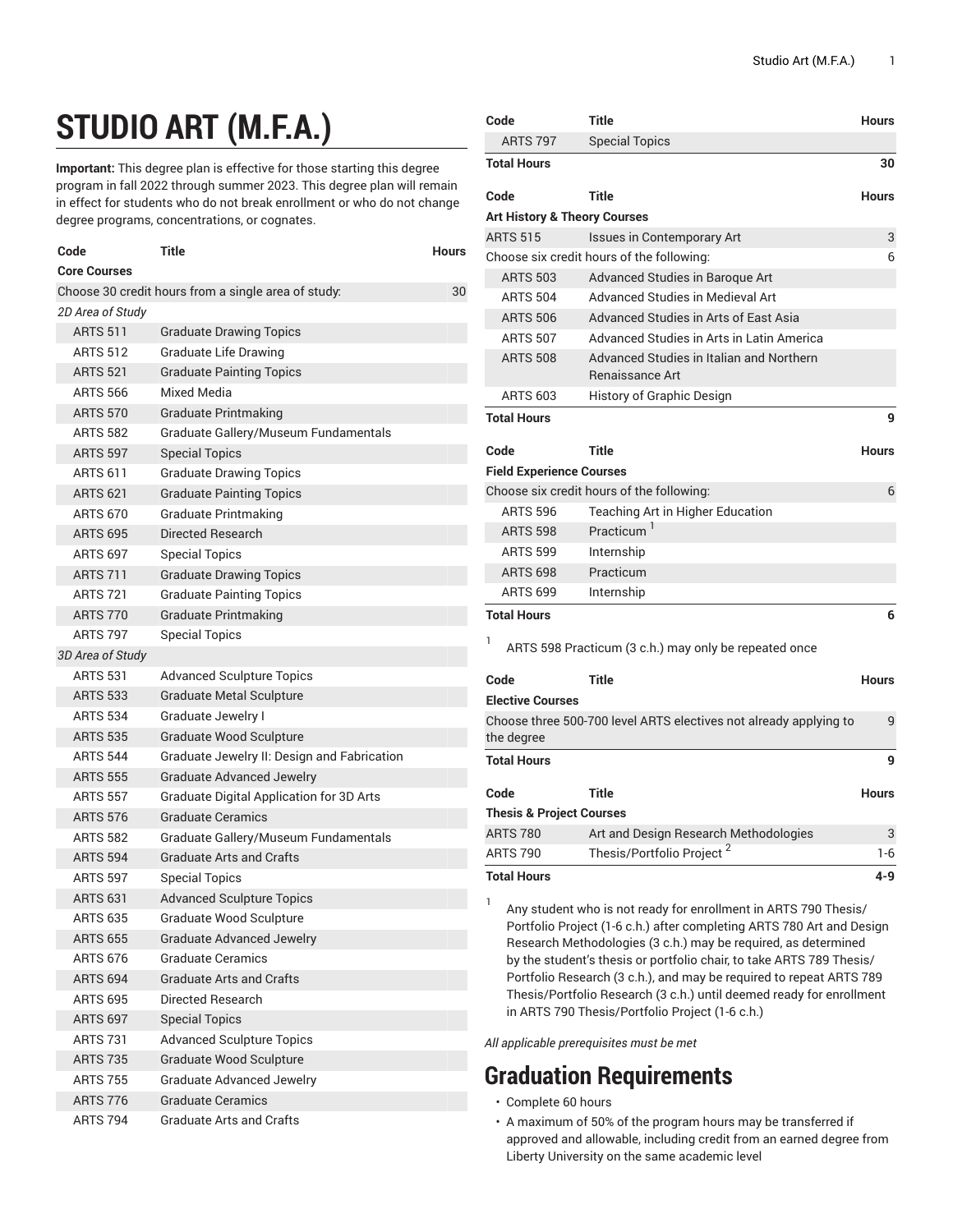# STUDIO ART (M.F.A.)

**Important:** This degree plan is effective for those starting this degree program in fall 2022 through summer 2023. This degree plan will remain in effect for students who do not break enrollment or who do not change degree programs, concentrations, or cognates.

| Code | Title | Hours |
|---|---|---|
| **Core Courses** | | |
| Choose 30 credit hours from a single area of study: | | 30 |
| *2D Area of Study* | | |
| ARTS 511 | Graduate Drawing Topics | |
| ARTS 512 | Graduate Life Drawing | |
| ARTS 521 | Graduate Painting Topics | |
| ARTS 566 | Mixed Media | |
| ARTS 570 | Graduate Printmaking | |
| ARTS 582 | Graduate Gallery/Museum Fundamentals | |
| ARTS 597 | Special Topics | |
| ARTS 611 | Graduate Drawing Topics | |
| ARTS 621 | Graduate Painting Topics | |
| ARTS 670 | Graduate Printmaking | |
| ARTS 695 | Directed Research | |
| ARTS 697 | Special Topics | |
| ARTS 711 | Graduate Drawing Topics | |
| ARTS 721 | Graduate Painting Topics | |
| ARTS 770 | Graduate Printmaking | |
| ARTS 797 | Special Topics | |
| *3D Area of Study* | | |
| ARTS 531 | Advanced Sculpture Topics | |
| ARTS 533 | Graduate Metal Sculpture | |
| ARTS 534 | Graduate Jewelry I | |
| ARTS 535 | Graduate Wood Sculpture | |
| ARTS 544 | Graduate Jewelry II: Design and Fabrication | |
| ARTS 555 | Graduate Advanced Jewelry | |
| ARTS 557 | Graduate Digital Application for 3D Arts | |
| ARTS 576 | Graduate Ceramics | |
| ARTS 582 | Graduate Gallery/Museum Fundamentals | |
| ARTS 594 | Graduate Arts and Crafts | |
| ARTS 597 | Special Topics | |
| ARTS 631 | Advanced Sculpture Topics | |
| ARTS 635 | Graduate Wood Sculpture | |
| ARTS 655 | Graduate Advanced Jewelry | |
| ARTS 676 | Graduate Ceramics | |
| ARTS 694 | Graduate Arts and Crafts | |
| ARTS 695 | Directed Research | |
| ARTS 697 | Special Topics | |
| ARTS 731 | Advanced Sculpture Topics | |
| ARTS 735 | Graduate Wood Sculpture | |
| ARTS 755 | Graduate Advanced Jewelry | |
| ARTS 776 | Graduate Ceramics | |
| ARTS 794 | Graduate Arts and Crafts | |
| ARTS 797 | Special Topics | |
| **Total Hours** | | **30** |

| Code | Title | Hours |
|---|---|---|
| **Art History & Theory Courses** | | |
| ARTS 515 | Issues in Contemporary Art | 3 |
| Choose six credit hours of the following: | | 6 |
| ARTS 503 | Advanced Studies in Baroque Art | |
| ARTS 504 | Advanced Studies in Medieval Art | |
| ARTS 506 | Advanced Studies in Arts of East Asia | |
| ARTS 507 | Advanced Studies in Arts in Latin America | |
| ARTS 508 | Advanced Studies in Italian and Northern Renaissance Art | |
| ARTS 603 | History of Graphic Design | |
| **Total Hours** | | **9** |

| Code | Title | Hours |
|---|---|---|
| **Field Experience Courses** | | |
| Choose six credit hours of the following: | | 6 |
| ARTS 596 | Teaching Art in Higher Education | |
| ARTS 598 | Practicum [1] | |
| ARTS 599 | Internship | |
| ARTS 698 | Practicum | |
| ARTS 699 | Internship | |
| **Total Hours** | | **6** |

1. ARTS 598 Practicum (3 c.h.) may only be repeated once

| Code | Title | Hours |
|---|---|---|
| **Elective Courses** | | |
| Choose three 500-700 level ARTS electives not already applying to the degree | | 9 |
| **Total Hours** | | **9** |

| Code | Title | Hours |
|---|---|---|
| **Thesis & Project Courses** | | |
| ARTS 780 | Art and Design Research Methodologies | 3 |
| ARTS 790 | Thesis/Portfolio Project [2] | 1-6 |
| **Total Hours** | | **4-9** |

1. Any student who is not ready for enrollment in ARTS 790 Thesis/Portfolio Project (1-6 c.h.) after completing ARTS 780 Art and Design Research Methodologies (3 c.h.) may be required, as determined by the student's thesis or portfolio chair, to take ARTS 789 Thesis/Portfolio Research (3 c.h.), and may be required to repeat ARTS 789 Thesis/Portfolio Research (3 c.h.) until deemed ready for enrollment in ARTS 790 Thesis/Portfolio Project (1-6 c.h.)

*All applicable prerequisites must be met*

## Graduation Requirements

- Complete 60 hours
- A maximum of 50% of the program hours may be transferred if approved and allowable, including credit from an earned degree from Liberty University on the same academic level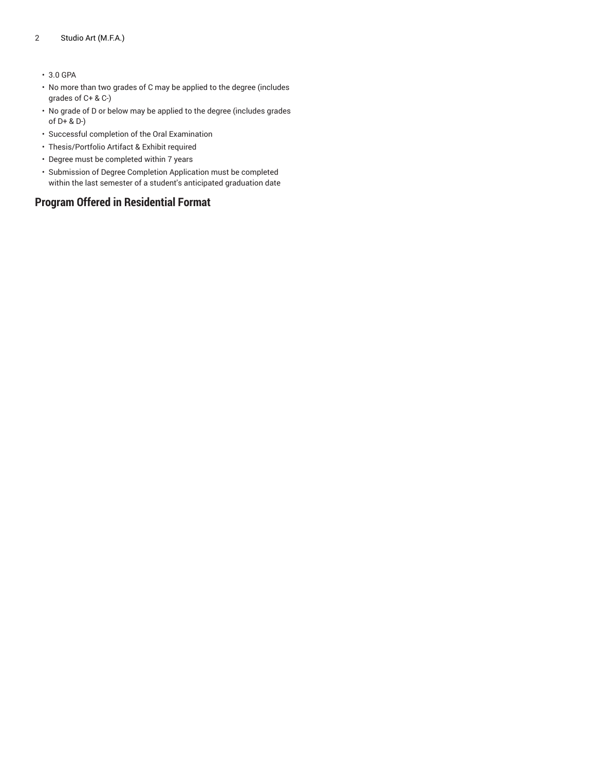- 3.0 GPA
- No more than two grades of C may be applied to the degree (includes grades of C+ & C-)
- No grade of D or below may be applied to the degree (includes grades of D+ & D-)
- Successful completion of the Oral Examination
- Thesis/Portfolio Artifact & Exhibit required
- Degree must be completed within 7 years
- Submission of Degree Completion Application must be completed within the last semester of a student's anticipated graduation date

## Program Offered in Residential Format